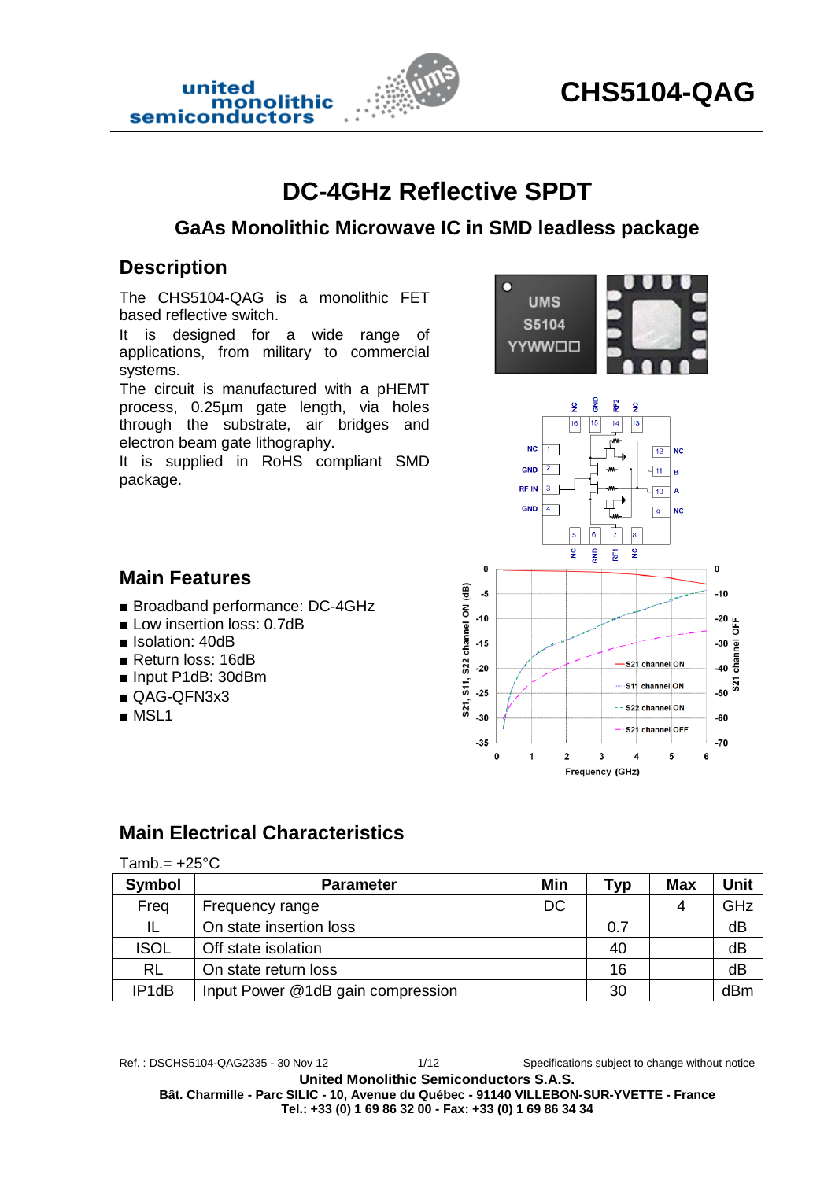# CHS5104-QAG

## DC-4GHz Reflective SPDT

### GaAs Monolithic Microwave IC in SMD leadless package

## Description

The CHS5104-QAG is a monolithic FET based reflective switch.

It is designed for a wide range of applications, from military to commercial systems.

The circuit is manufactured with a pHEMT process, 0.25µm gate length, via holes through the substrate, air bridges and electron beam gate lithography.

It is supplied in RoHS compliant SMD package.

## Main Features

- Broadband performance: DC-4GHz
- Low insertion loss: 0.7dB
- Isolation: 40dB
- Return loss: 16dB
- Input P1dB: 30dBm
- QAG-QFN3x3
- MSL1

## Main Electrical Characteristics

Tamb.= +25°C

| Symbol | Parameter | Min | Typ | Max | Unit |
|---|---|---|---|---|---|
| Freq | Frequency range | DC | | 4 | GHz |
| IL | On state insertion loss | | 0.7 | | dB |
| ISOL | Off state isolation | | 40 | | dB |
| RL | On state return loss | | 16 | | dB |
| IP1dB | Input Power @1dB gain compression | | 30 | | dBm |

Ref. : DSCHS5104-QAG2335 - 30 Nov 12 Specifications subject to change without notice

**United Monolithic Semiconductors S.A.S.**
**Bât. Charmille - Parc SILIC - 10, Avenue du Québec - 91140 VILLEBON-SUR-YVETTE - France**
**Tel.: +33 (0) 1 69 86 32 00 - Fax: +33 (0) 1 69 86 34 34**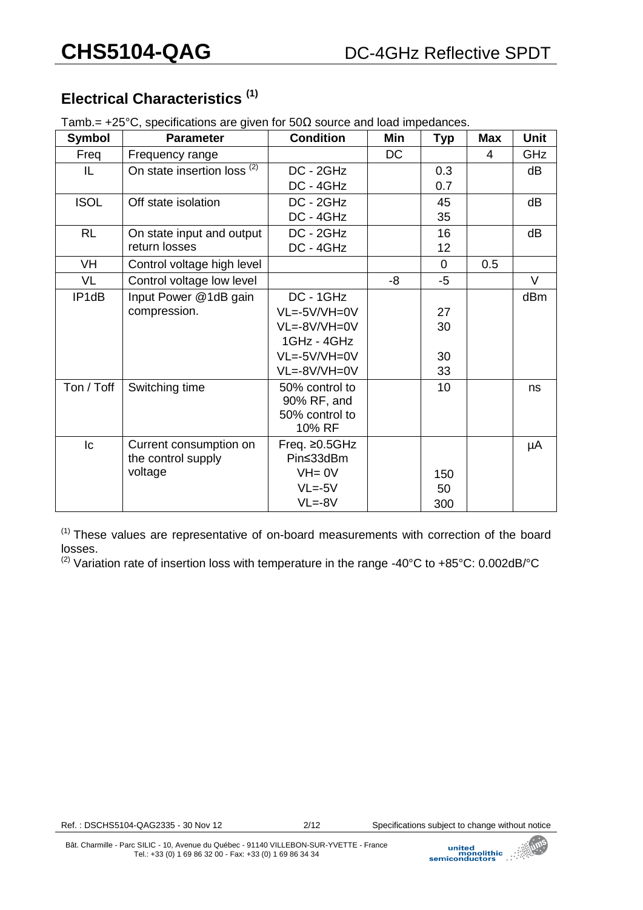## Electrical Characteristics [1]

Tamb.= +25°C, specifications are given for 50Ω source and load impedances.

| Symbol | Parameter | Condition | Min | Typ | Max | Unit |
|---|---|---|---|---|---|---|
| Freq | Frequency range | | DC | | 4 | GHz |
| IL | On state insertion loss [2] | DC - 2GHz<br>DC - 4GHz | | 0.3<br>0.7 | | dB |
| ISOL | Off state isolation | DC - 2GHz<br>DC - 4GHz | | 45<br>35 | | dB |
| RL | On state input and output return losses | DC - 2GHz<br>DC - 4GHz | | 16<br>12 | | dB |
| VH | Control voltage high level | | | 0 | 0.5 | |
| VL | Control voltage low level | | -8 | -5 | | V |
| IP1dB | Input Power @1dB gain compression. | DC - 1GHz<br>VL=-5V/VH=0V<br>VL=-8V/VH=0V<br>1GHz - 4GHz<br>VL=-5V/VH=0V<br>VL=-8V/VH=0V | | <br>27<br>30<br><br>30<br>33 | | dBm |
| Ton / Toff | Switching time | 50% control to 90% RF, and 50% control to 10% RF | | 10 | | ns |
| Ic | Current consumption on the control supply voltage | Freq. ≥0.5GHz<br>Pin≤33dBm<br>VH= 0V<br>VL=-5V<br>VL=-8V | | <br><br>150<br>50<br>300 | | µA |

[1] These values are representative of on-board measurements with correction of the board losses.

[2] Variation rate of insertion loss with temperature in the range -40°C to +85°C: 0.002dB/°C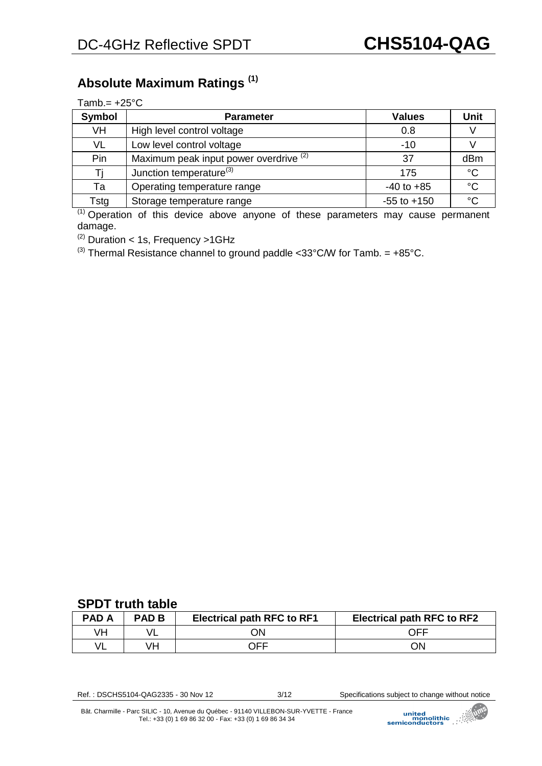## Absolute Maximum Ratings [1]

Tamb.= +25°C

| Symbol | Parameter | Values | Unit |
|---|---|---|---|
| VH | High level control voltage | 0.8 | V |
| VL | Low level control voltage | -10 | V |
| Pin | Maximum peak input power overdrive [2] | 37 | dBm |
| Tj | Junction temperature[3] | 175 | °C |
| Ta | Operating temperature range | -40 to +85 | °C |
| Tstg | Storage temperature range | -55 to +150 | °C |

[1] Operation of this device above anyone of these parameters may cause permanent damage.

[2] Duration < 1s, Frequency >1GHz

[3] Thermal Resistance channel to ground paddle <33°C/W for Tamb. = +85°C.

## SPDT truth table

| PAD A | PAD B | Electrical path RFC to RF1 | Electrical path RFC to RF2 |
|---|---|---|---|
| VH | VL | ON | OFF |
| VL | VH | OFF | ON |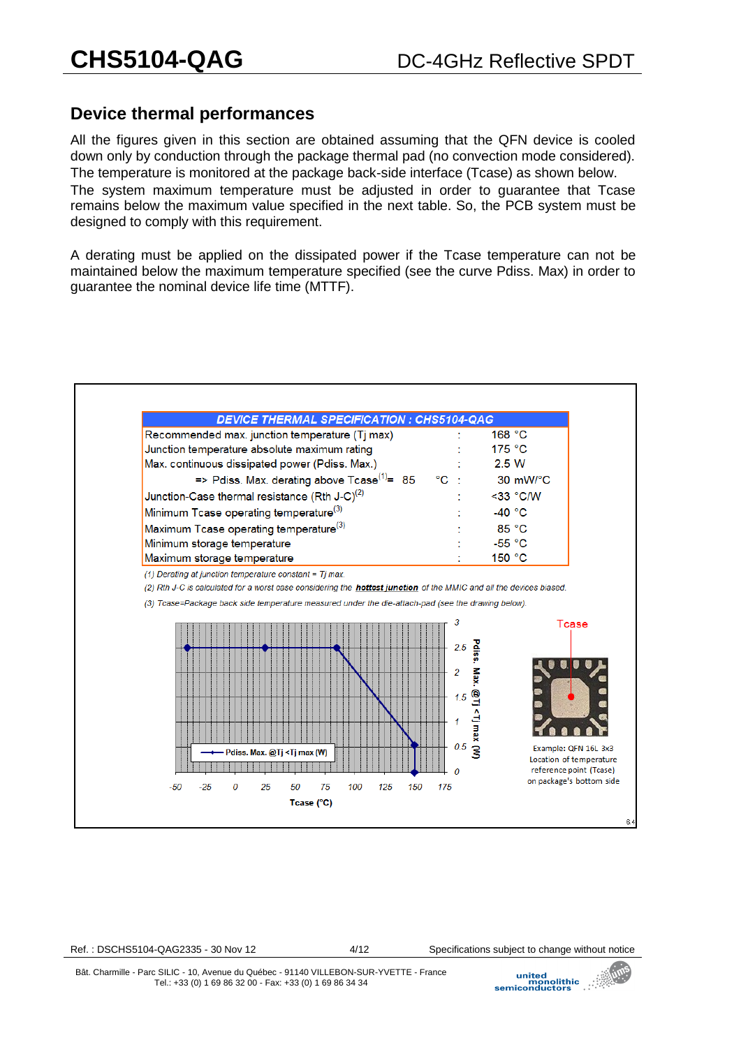## Device thermal performances

All the figures given in this section are obtained assuming that the QFN device is cooled down only by conduction through the package thermal pad (no convection mode considered). The temperature is monitored at the package back-side interface (Tcase) as shown below.
The system maximum temperature must be adjusted in order to guarantee that Tcase remains below the maximum value specified in the next table. So, the PCB system must be designed to comply with this requirement.

A derating must be applied on the dissipated power if the Tcase temperature can not be maintained below the maximum temperature specified (see the curve Pdiss. Max) in order to guarantee the nominal device life time (MTTF).

| DEVICE THERMAL SPECIFICATION : CHS5104-QAG | | |
|---|---|---|
| Recommended max. junction temperature (Tj max) | : | 168 °C |
| Junction temperature absolute maximum rating | : | 175 °C |
| Max. continuous dissipated power (Pdiss. Max.) | : | 2.5 W |
| => Pdiss. Max. derating above Tcase[1] = 85 °C | : | 30 mW/°C |
| Junction-Case thermal resistance (Rth J-C)[2] | : | <33 °C/W |
| Minimum Tcase operating temperature[3] | : | -40 °C |
| Maximum Tcase operating temperature[3] | : | 85 °C |
| Minimum storage temperature | : | -55 °C |
| Maximum storage temperature | : | 150 °C |

*(1) Derating at junction temperature constant = Tj max.*

*(2) Rth J-C is calculated for a worst case considering the* ***hottest junction*** *of the MMIC and all the devices biased.*

*(3) Tcase=Package back side temperature measured under the die-attach-pad (see the drawing below).*

Pdiss. Max. @Tj <Tj max (W) vs Tcase (°C)

Example: QFN 16L 3x3
Location of temperature reference point (Tcase) on package's bottom side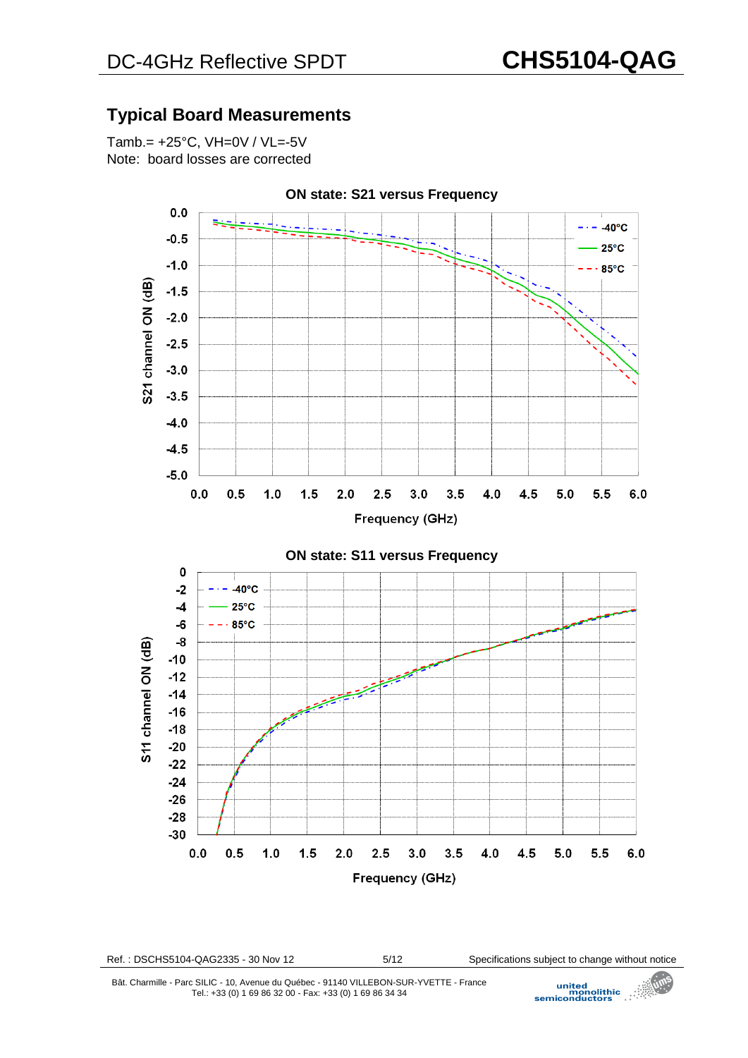## Typical Board Measurements

Tamb.= +25°C, VH=0V / VL=-5V
Note: board losses are corrected

**ON state: S21 versus Frequency**

**ON state: S11 versus Frequency**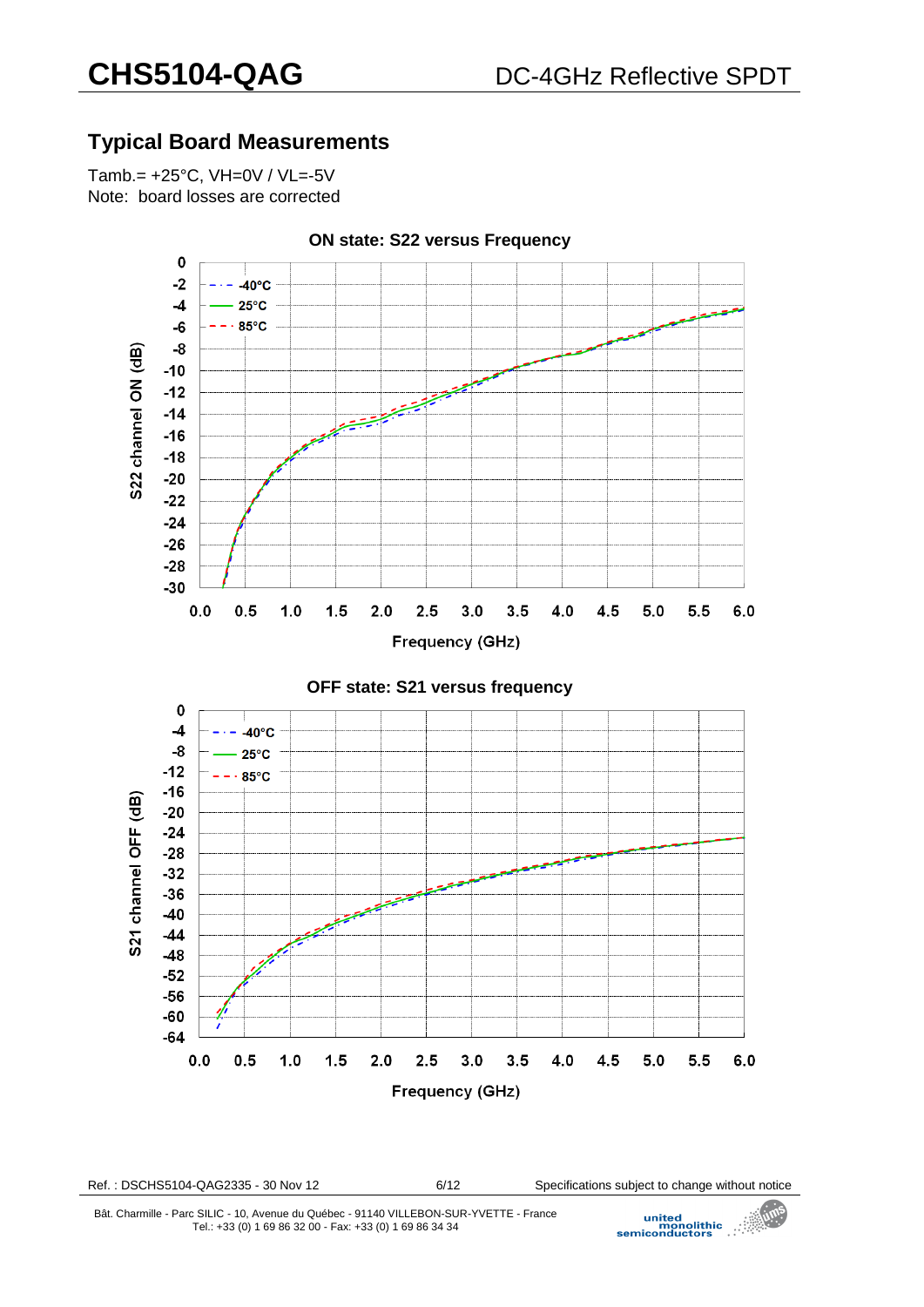## Typical Board Measurements

Tamb.= +25°C, VH=0V / VL=-5V
Note: board losses are corrected

**ON state: S22 versus Frequency**

S22 channel ON (dB) vs Frequency (GHz)

Legend: -40°C, 25°C, 85°C

**OFF state: S21 versus frequency**

S21 channel OFF (dB) vs Frequency (GHz)

Legend: -40°C, 25°C, 85°C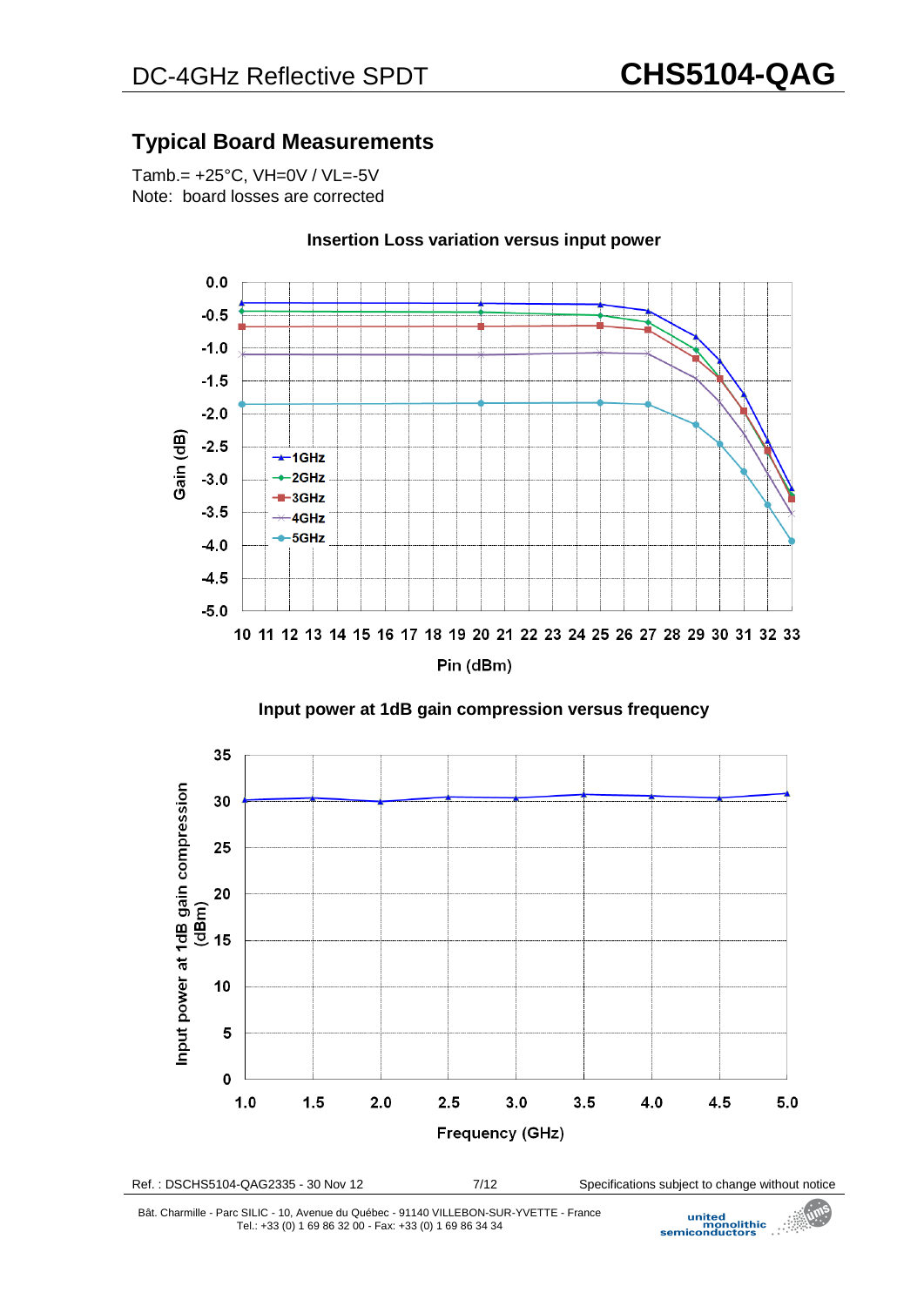## Typical Board Measurements

Tamb.= +25°C, VH=0V / VL=-5V
Note: board losses are corrected

**Insertion Loss variation versus input power**

**Input power at 1dB gain compression versus frequency**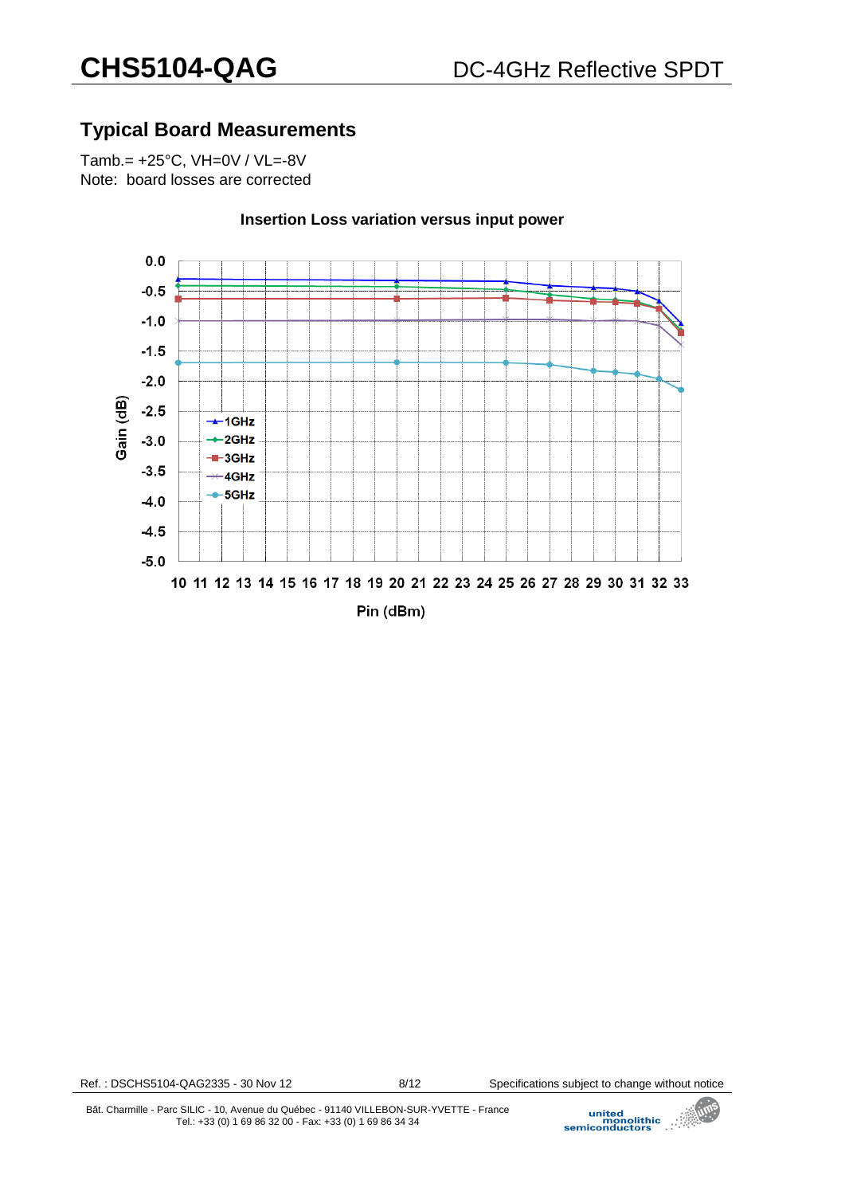## Typical Board Measurements

Tamb.= +25°C, VH=0V / VL=-8V
Note: board losses are corrected

**Insertion Loss variation versus input power**

Gain (dB)

Pin (dBm)

1GHz
2GHz
3GHz
4GHz
5GHz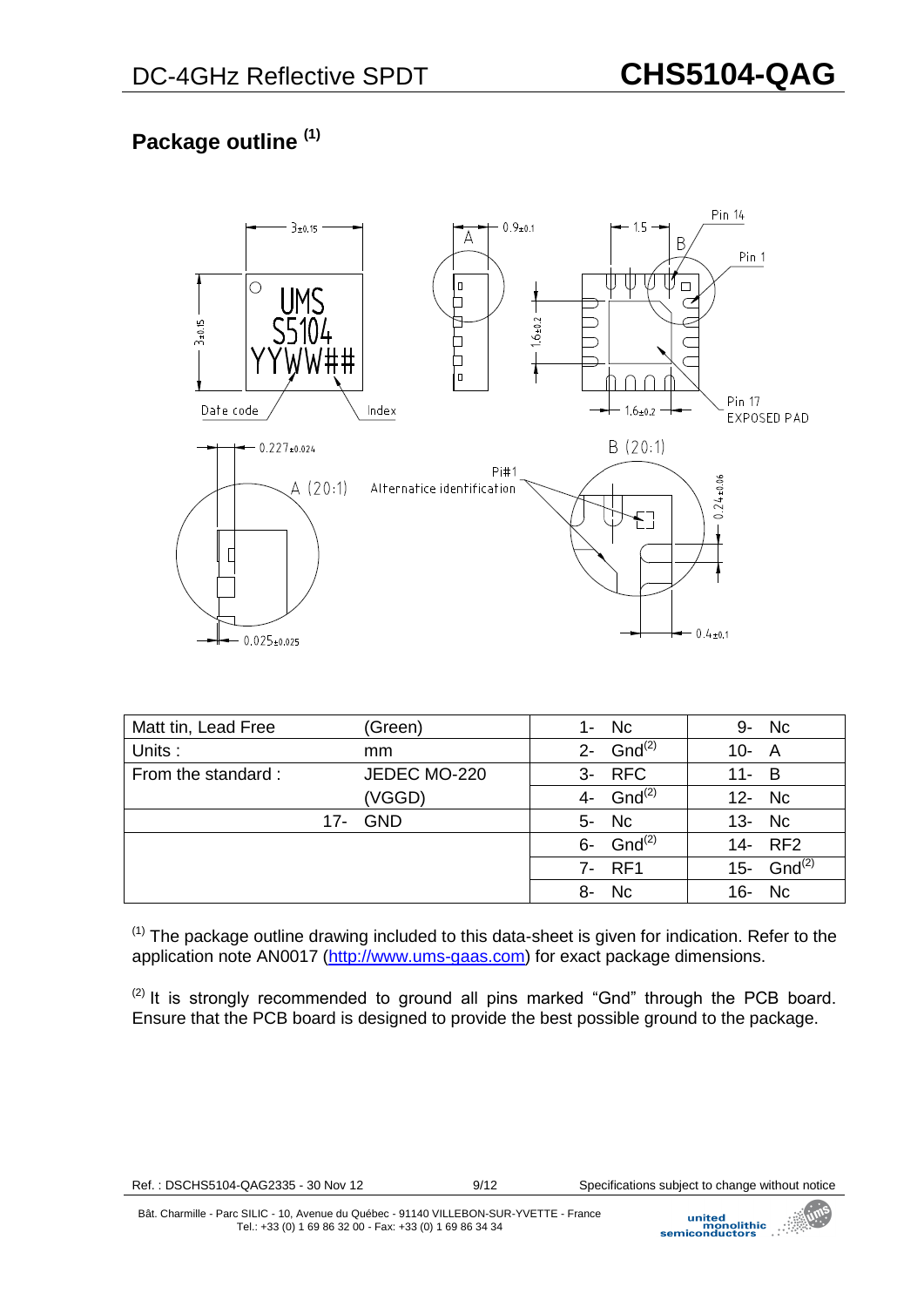## Package outline (1)

| Matt tin, Lead Free | (Green) | 1- Nc | 9- Nc |
|---|---|---|---|
| Units : | mm | 2- Gnd(2) | 10- A |
| From the standard : | JEDEC MO-220 | 3- RFC | 11- B |
| | (VGGD) | 4- Gnd(2) | 12- Nc |
| 17- GND | | 5- Nc | 13- Nc |
| | | 6- Gnd(2) | 14- RF2 |
| | | 7- RF1 | 15- Gnd(2) |
| | | 8- Nc | 16- Nc |

(1) The package outline drawing included to this data-sheet is given for indication. Refer to the application note AN0017 (http://www.ums-gaas.com) for exact package dimensions.

(2) It is strongly recommended to ground all pins marked "Gnd" through the PCB board. Ensure that the PCB board is designed to provide the best possible ground to the package.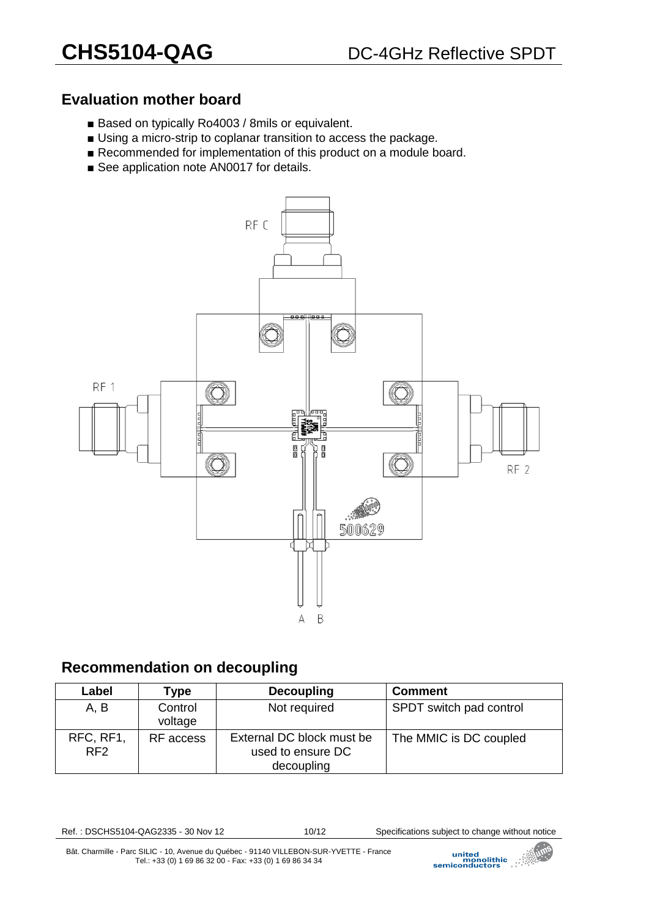## Evaluation mother board

- Based on typically Ro4003 / 8mils or equivalent.
- Using a micro-strip to coplanar transition to access the package.
- Recommended for implementation of this product on a module board.
- See application note AN0017 for details.

## Recommendation on decoupling

| Label | Type | Decoupling | Comment |
|---|---|---|---|
| A, B | Control voltage | Not required | SPDT switch pad control |
| RFC, RF1, RF2 | RF access | External DC block must be used to ensure DC decoupling | The MMIC is DC coupled |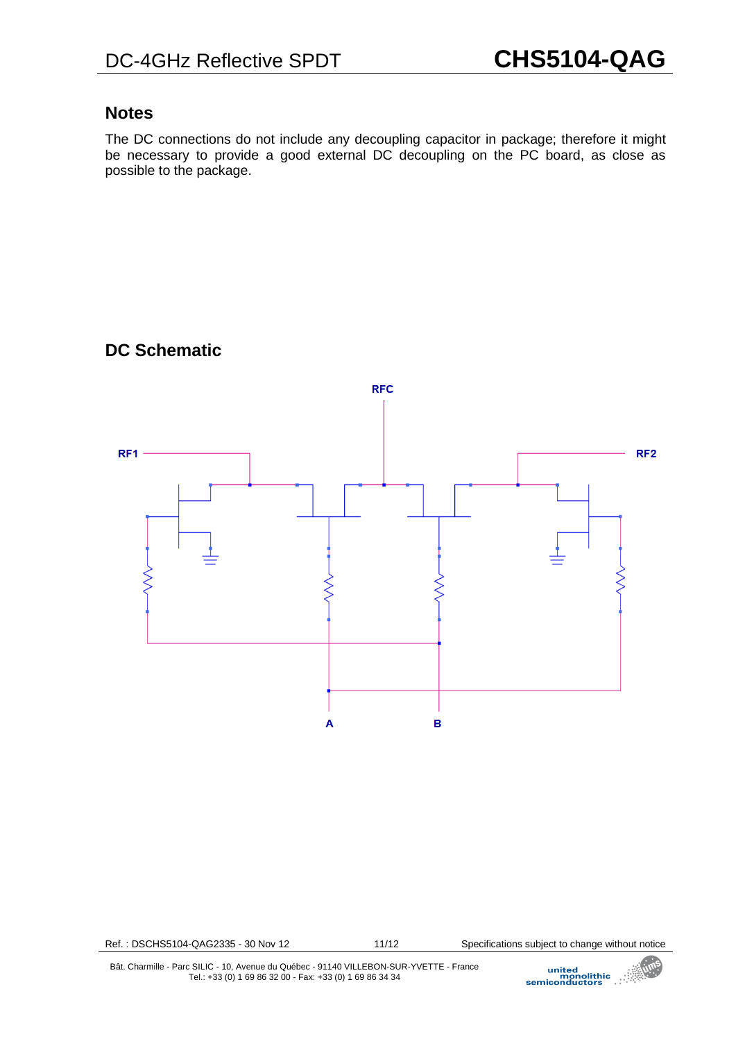## Notes

The DC connections do not include any decoupling capacitor in package; therefore it might be necessary to provide a good external DC decoupling on the PC board, as close as possible to the package.

## DC Schematic

RFC

RF1

RF2

A

B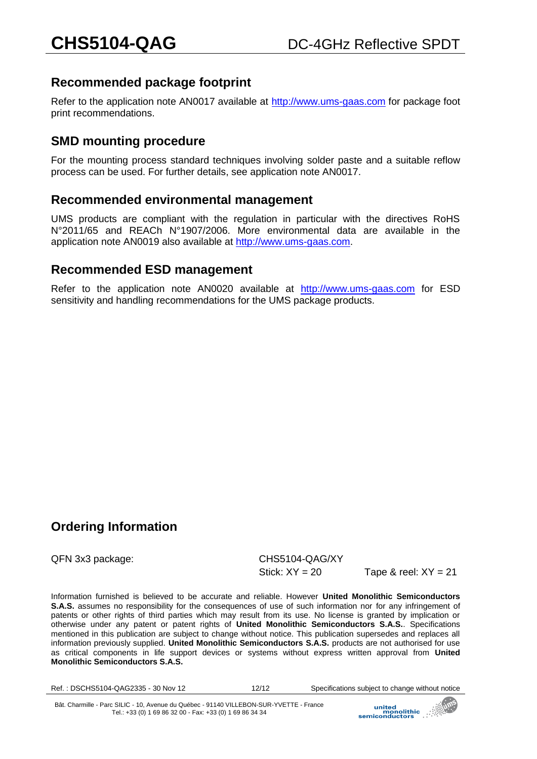## Recommended package footprint

Refer to the application note AN0017 available at http://www.ums-gaas.com for package foot print recommendations.

## SMD mounting procedure

For the mounting process standard techniques involving solder paste and a suitable reflow process can be used. For further details, see application note AN0017.

## Recommended environmental management

UMS products are compliant with the regulation in particular with the directives RoHS N°2011/65 and REACh N°1907/2006. More environmental data are available in the application note AN0019 also available at http://www.ums-gaas.com.

## Recommended ESD management

Refer to the application note AN0020 available at http://www.ums-gaas.com for ESD sensitivity and handling recommendations for the UMS package products.

## Ordering Information

| | | |
|---|---|---|
| QFN 3x3 package: | CHS5104-QAG/XY | |
| | Stick: XY = 20 | Tape & reel: XY = 21 |

Information furnished is believed to be accurate and reliable. However **United Monolithic Semiconductors S.A.S.** assumes no responsibility for the consequences of use of such information nor for any infringement of patents or other rights of third parties which may result from its use. No license is granted by implication or otherwise under any patent or patent rights of **United Monolithic Semiconductors S.A.S.**. Specifications mentioned in this publication are subject to change without notice. This publication supersedes and replaces all information previously supplied. **United Monolithic Semiconductors S.A.S.** products are not authorised for use as critical components in life support devices or systems without express written approval from **United Monolithic Semiconductors S.A.S.**